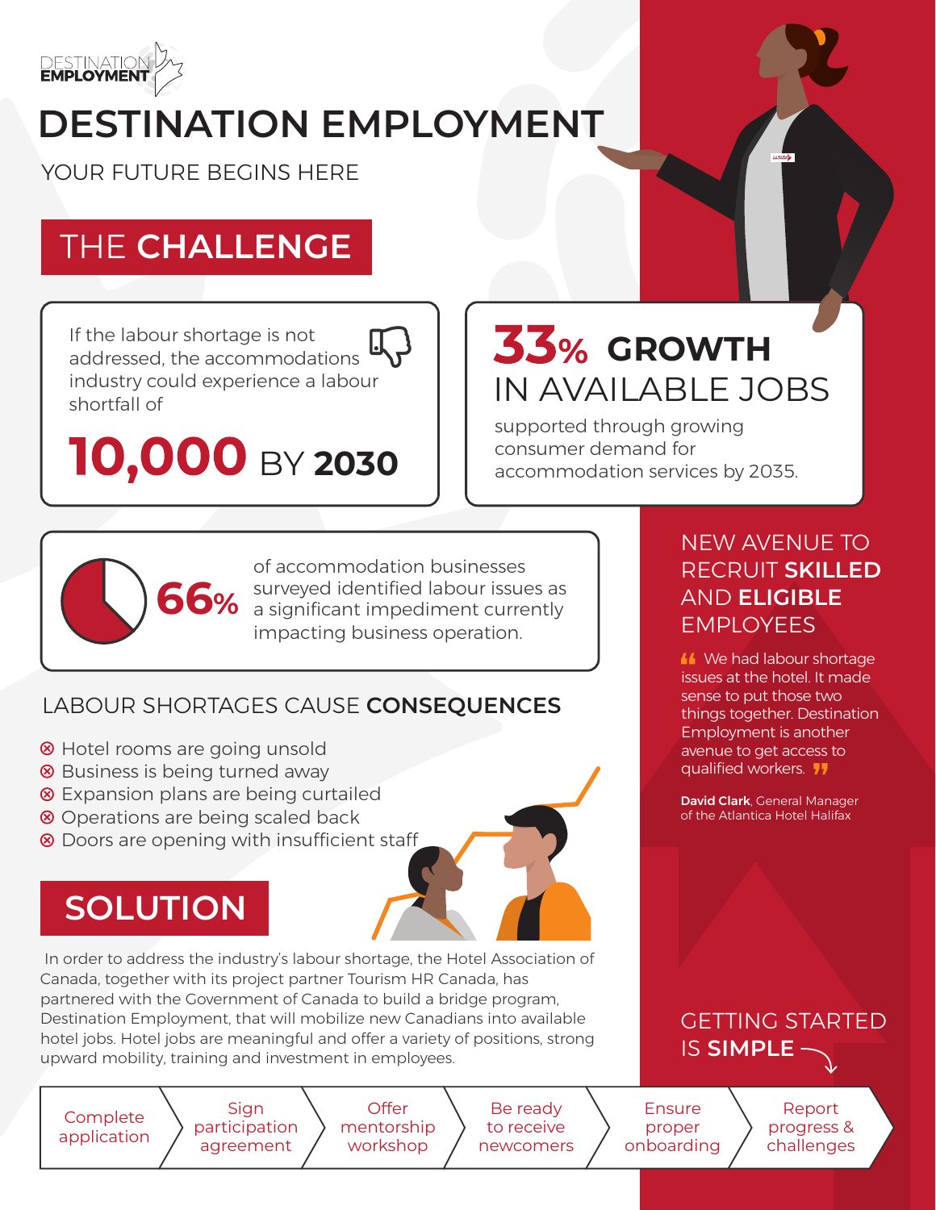DESTINATION EMPLOYMENT

# DESTINATION EMPLOYMENT

YOUR FUTURE BEGINS HERE

## THE **CHALLENGE**

If the labour shortage is not addressed, the accommodations industry could experience a labour shortfall of

**10,000** BY **2030**

**33% GROWTH**
IN AVAILABLE JOBS

supported through growing consumer demand for accommodation services by 2035.

**66%** of accommodation businesses surveyed identified labour issues as a significant impediment currently impacting business operation.

### LABOUR SHORTAGES CAUSE **CONSEQUENCES**

- ⊗ Hotel rooms are going unsold
- ⊗ Business is being turned away
- ⊗ Expansion plans are being curtailed
- ⊗ Operations are being scaled back
- ⊗ Doors are opening with insufficient staff

## SOLUTION

In order to address the industry's labour shortage, the Hotel Association of Canada, together with its project partner Tourism HR Canada, has partnered with the Government of Canada to build a bridge program, Destination Employment, that will mobilize new Canadians into available hotel jobs. Hotel jobs are meaningful and offer a variety of positions, strong upward mobility, training and investment in employees.

### NEW AVENUE TO RECRUIT **SKILLED** AND **ELIGIBLE** EMPLOYEES

"We had labour shortage issues at the hotel. It made sense to put those two things together. Destination Employment is another avenue to get access to qualified workers."

**David Clark**, General Manager of the Atlantica Hotel Halifax

### GETTING STARTED IS **SIMPLE**

1. Complete application
2. Sign participation agreement
3. Offer mentorship workshop
4. Be ready to receive newcomers
5. Ensure proper onboarding
6. Report progress & challenges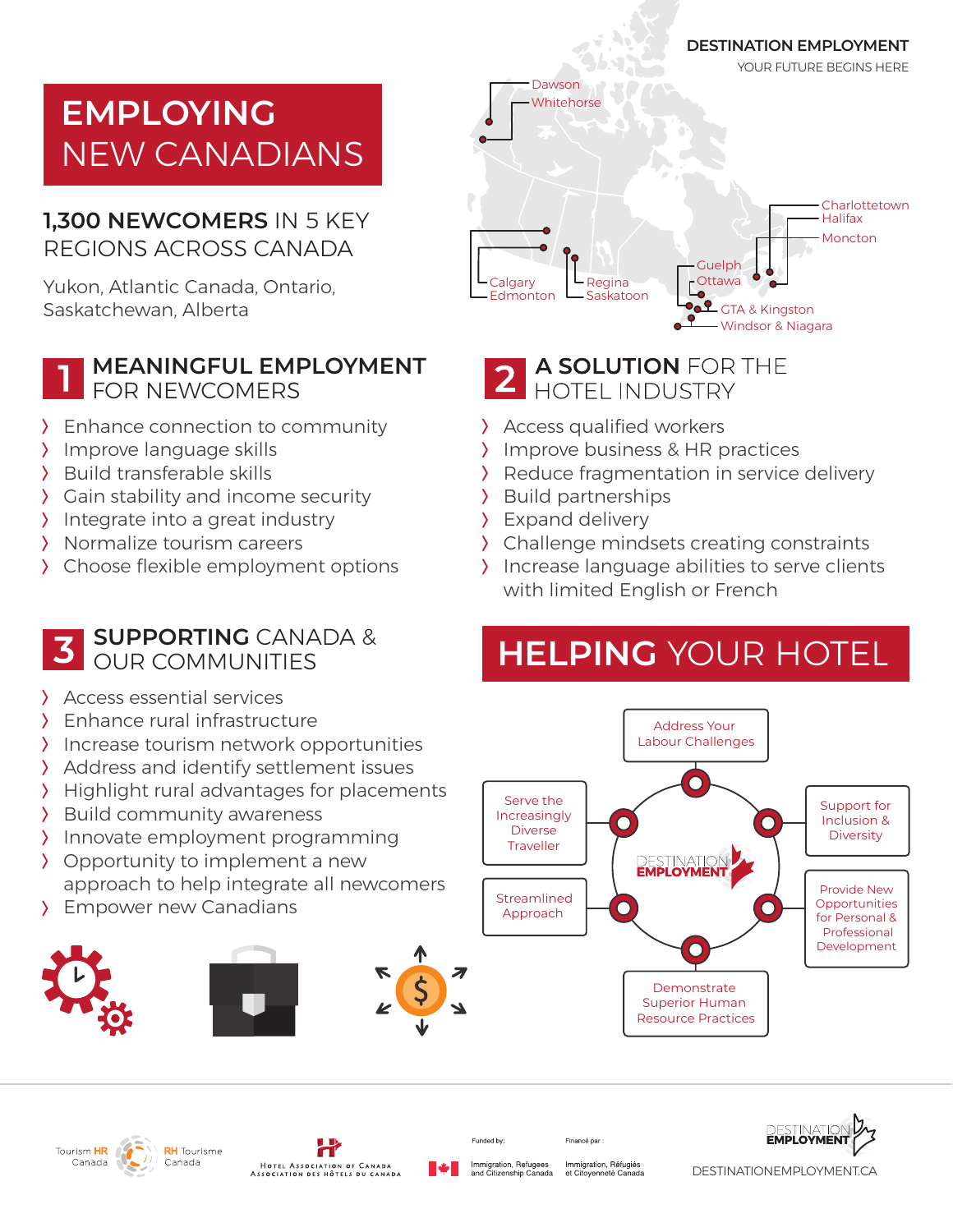DESTINATION EMPLOYMENT

YOUR FUTURE BEGINS HERE

# EMPLOYING NEW CANADIANS

**1,300 NEWCOMERS** IN 5 KEY REGIONS ACROSS CANADA

Yukon, Atlantic Canada, Ontario, Saskatchewan, Alberta

Dawson
Whitehorse
Calgary
Edmonton
Regina
Saskatoon
Guelph
Ottawa
GTA & Kingston
Windsor & Niagara
Charlottetown
Halifax
Moncton

## 1 MEANINGFUL EMPLOYMENT FOR NEWCOMERS

- Enhance connection to community
- Improve language skills
- Build transferable skills
- Gain stability and income security
- Integrate into a great industry
- Normalize tourism careers
- Choose flexible employment options

## 2 A SOLUTION FOR THE HOTEL INDUSTRY

- Access qualified workers
- Improve business & HR practices
- Reduce fragmentation in service delivery
- Build partnerships
- Expand delivery
- Challenge mindsets creating constraints
- Increase language abilities to serve clients with limited English or French

## 3 SUPPORTING CANADA & OUR COMMUNITIES

- Access essential services
- Enhance rural infrastructure
- Increase tourism network opportunities
- Address and identify settlement issues
- Highlight rural advantages for placements
- Build community awareness
- Innovate employment programming
- Opportunity to implement a new approach to help integrate all newcomers
- Empower new Canadians

## HELPING YOUR HOTEL

DESTINATION EMPLOYMENT

- Address Your Labour Challenges
- Support for Inclusion & Diversity
- Provide New Opportunities for Personal & Professional Development
- Demonstrate Superior Human Resource Practices
- Streamlined Approach
- Serve the Increasingly Diverse Traveller

Tourism HR Canada | RH Tourisme Canada

Hotel Association of Canada | Association des Hôtels du Canada

Funded by: Immigration, Refugees and Citizenship Canada | Financé par : Immigration, Réfugiés et Citoyenneté Canada

DESTINATION EMPLOYMENT

DESTINATIONEMPLOYMENT.CA